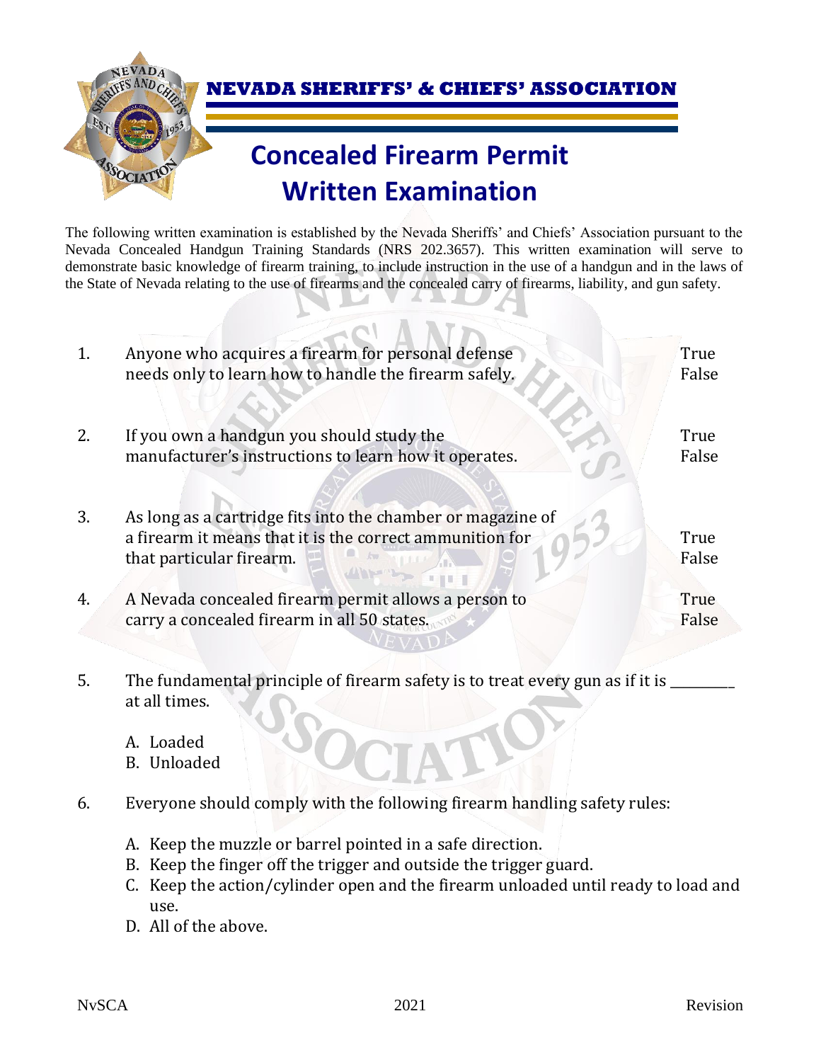# NEVADA SHERIFFS' & CHIEFS' ASSOCIATION

## Concealed Firearm Permit Written Examination

The following written examination is established by the Nevada Sheriffs' and Chiefs' Association pursuant to the Nevada Concealed Handgun Training Standards (NRS 202.3657). This written examination will serve to demonstrate basic knowledge of firearm training, to include instruction in the use of a handgun and in the laws of the State of Nevada relating to the use of firearms and the concealed carry of firearms, liability, and gun safety.

1. Anyone who acquires a firearm for personal defense needs only to learn how to handle the firearm safely.
   True
   False

2. If you own a handgun you should study the manufacturer's instructions to learn how it operates.
   True
   False

3. As long as a cartridge fits into the chamber or magazine of a firearm it means that it is the correct ammunition for that particular firearm.
   True
   False

4. A Nevada concealed firearm permit allows a person to carry a concealed firearm in all 50 states.
   True
   False

5. The fundamental principle of firearm safety is to treat every gun as if it is _________ at all times.

   A. Loaded
   B. Unloaded

6. Everyone should comply with the following firearm handling safety rules:

   A. Keep the muzzle or barrel pointed in a safe direction.
   B. Keep the finger off the trigger and outside the trigger guard.
   C. Keep the action/cylinder open and the firearm unloaded until ready to load and use.
   D. All of the above.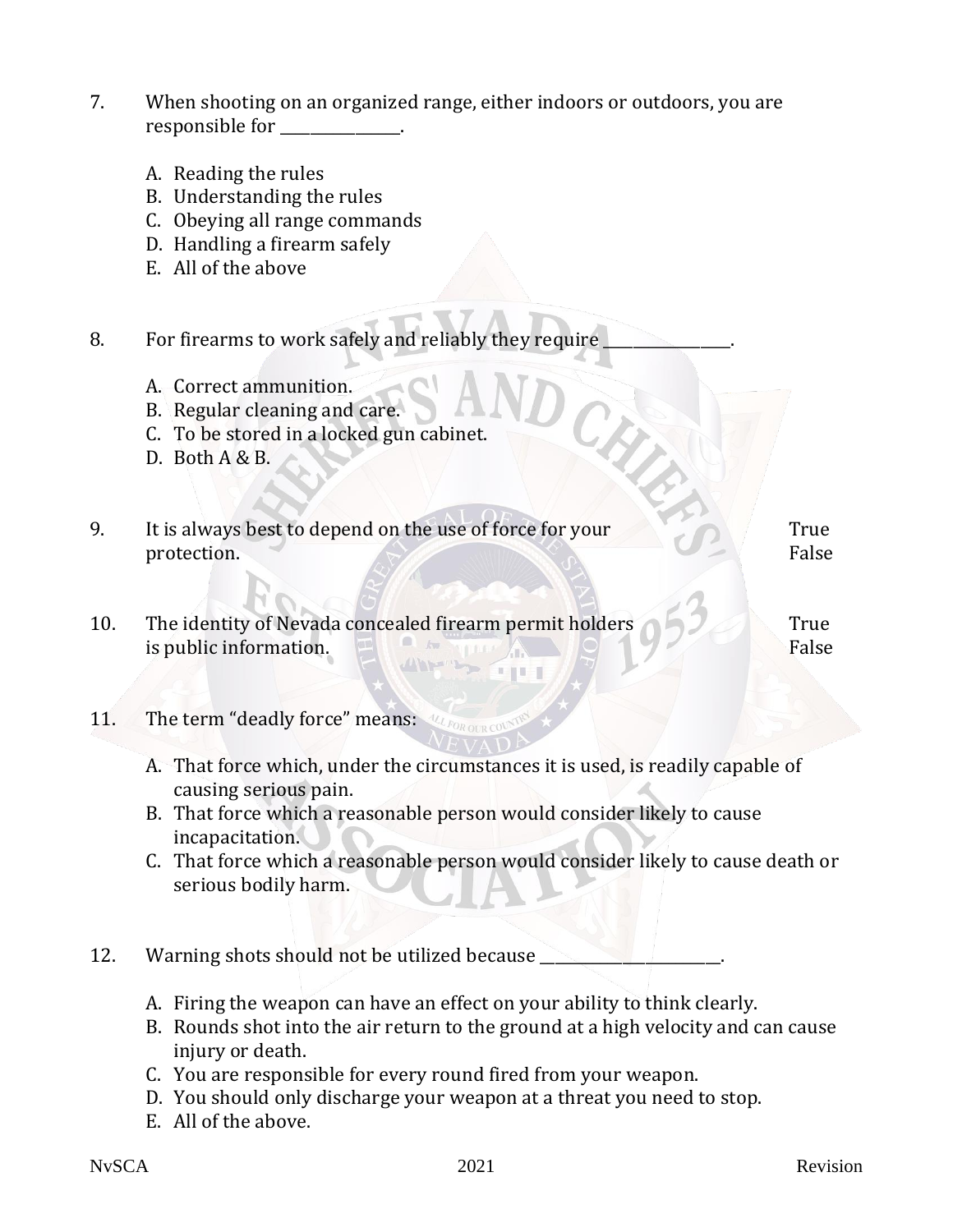7. When shooting on an organized range, either indoors or outdoors, you are responsible for _______________.

   A. Reading the rules
   B. Understanding the rules
   C. Obeying all range commands
   D. Handling a firearm safely
   E. All of the above

8. For firearms to work safely and reliably they require _______________.

   A. Correct ammunition.
   B. Regular cleaning and care.
   C. To be stored in a locked gun cabinet.
   D. Both A & B.

9. It is always best to depend on the use of force for your protection. True False

10. The identity of Nevada concealed firearm permit holders is public information. True False

11. The term "deadly force" means:

    A. That force which, under the circumstances it is used, is readily capable of causing serious pain.
    B. That force which a reasonable person would consider likely to cause incapacitation.
    C. That force which a reasonable person would consider likely to cause death or serious bodily harm.

12. Warning shots should not be utilized because _______________________.

    A. Firing the weapon can have an effect on your ability to think clearly.
    B. Rounds shot into the air return to the ground at a high velocity and can cause injury or death.
    C. You are responsible for every round fired from your weapon.
    D. You should only discharge your weapon at a threat you need to stop.
    E. All of the above.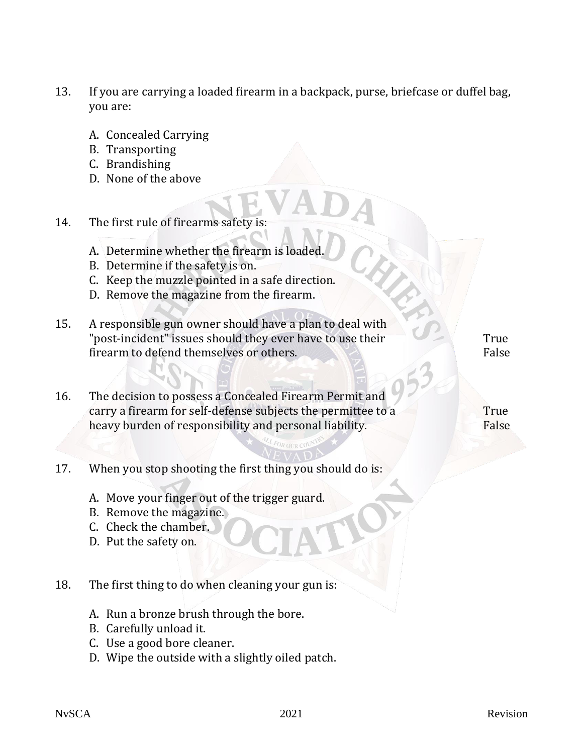13. If you are carrying a loaded firearm in a backpack, purse, briefcase or duffel bag, you are:

    A. Concealed Carrying
    B. Transporting
    C. Brandishing
    D. None of the above

14. The first rule of firearms safety is:

    A. Determine whether the firearm is loaded.
    B. Determine if the safety is on.
    C. Keep the muzzle pointed in a safe direction.
    D. Remove the magazine from the firearm.

15. A responsible gun owner should have a plan to deal with "post-incident" issues should they ever have to use their firearm to defend themselves or others.

    True
    False

16. The decision to possess a Concealed Firearm Permit and carry a firearm for self-defense subjects the permittee to a heavy burden of responsibility and personal liability.

    True
    False

17. When you stop shooting the first thing you should do is:

    A. Move your finger out of the trigger guard.
    B. Remove the magazine.
    C. Check the chamber.
    D. Put the safety on.

18. The first thing to do when cleaning your gun is:

    A. Run a bronze brush through the bore.
    B. Carefully unload it.
    C. Use a good bore cleaner.
    D. Wipe the outside with a slightly oiled patch.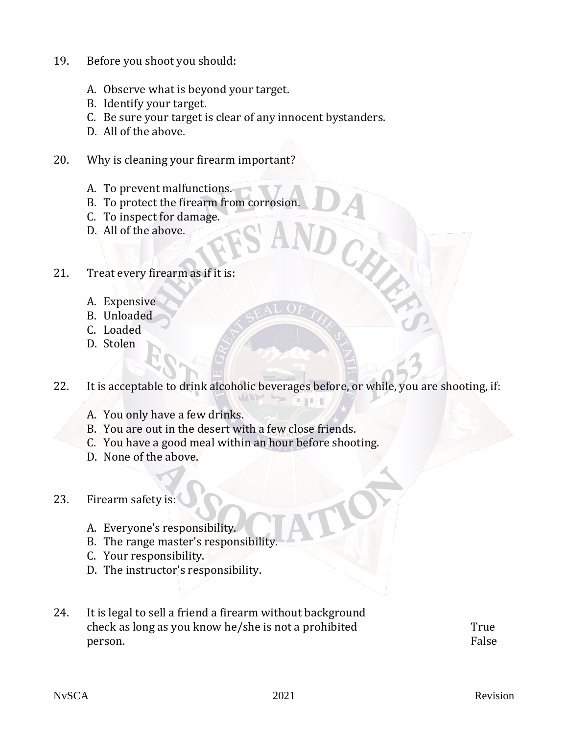19. Before you shoot you should:

    A. Observe what is beyond your target.
    B. Identify your target.
    C. Be sure your target is clear of any innocent bystanders.
    D. All of the above.

20. Why is cleaning your firearm important?

    A. To prevent malfunctions.
    B. To protect the firearm from corrosion.
    C. To inspect for damage.
    D. All of the above.

21. Treat every firearm as if it is:

    A. Expensive
    B. Unloaded
    C. Loaded
    D. Stolen

22. It is acceptable to drink alcoholic beverages before, or while, you are shooting, if:

    A. You only have a few drinks.
    B. You are out in the desert with a few close friends.
    C. You have a good meal within an hour before shooting.
    D. None of the above.

23. Firearm safety is:

    A. Everyone's responsibility.
    B. The range master's responsibility.
    C. Your responsibility.
    D. The instructor's responsibility.

24. It is legal to sell a friend a firearm without background check as long as you know he/she is not a prohibited person.

    True
    False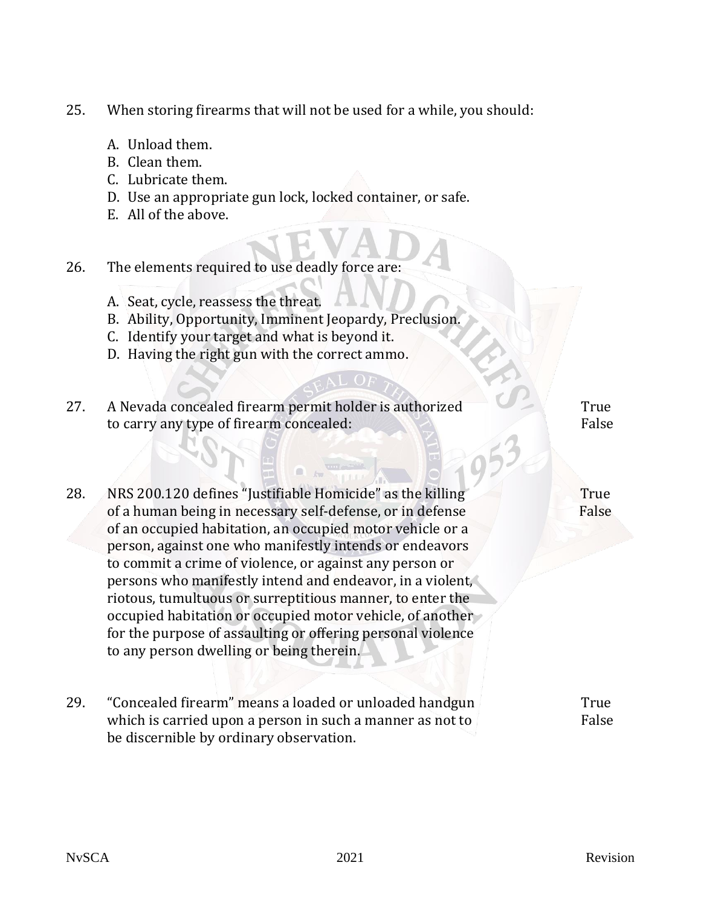25. When storing firearms that will not be used for a while, you should:

    A. Unload them.
    B. Clean them.
    C. Lubricate them.
    D. Use an appropriate gun lock, locked container, or safe.
    E. All of the above.

26. The elements required to use deadly force are:

    A. Seat, cycle, reassess the threat.
    B. Ability, Opportunity, Imminent Jeopardy, Preclusion.
    C. Identify your target and what is beyond it.
    D. Having the right gun with the correct ammo.

27. A Nevada concealed firearm permit holder is authorized to carry any type of firearm concealed:

    True
    False

28. NRS 200.120 defines "Justifiable Homicide" as the killing of a human being in necessary self-defense, or in defense of an occupied habitation, an occupied motor vehicle or a person, against one who manifestly intends or endeavors to commit a crime of violence, or against any person or persons who manifestly intend and endeavor, in a violent, riotous, tumultuous or surreptitious manner, to enter the occupied habitation or occupied motor vehicle, of another for the purpose of assaulting or offering personal violence to any person dwelling or being therein.

    True
    False

29. "Concealed firearm" means a loaded or unloaded handgun which is carried upon a person in such a manner as not to be discernible by ordinary observation.

    True
    False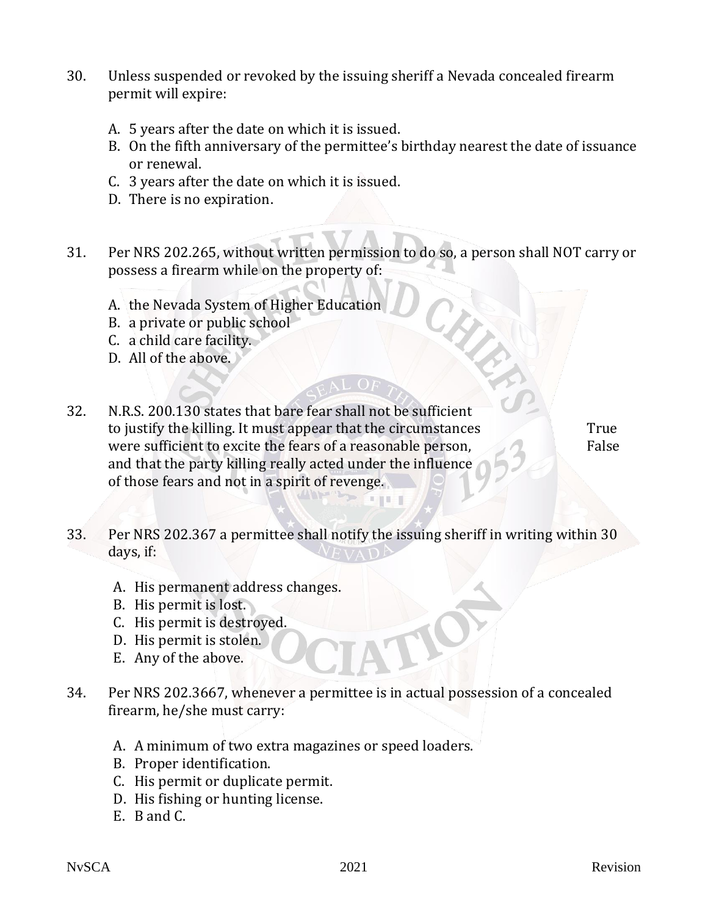30. Unless suspended or revoked by the issuing sheriff a Nevada concealed firearm permit will expire:

    A. 5 years after the date on which it is issued.
    B. On the fifth anniversary of the permittee's birthday nearest the date of issuance or renewal.
    C. 3 years after the date on which it is issued.
    D. There is no expiration.

31. Per NRS 202.265, without written permission to do so, a person shall NOT carry or possess a firearm while on the property of:

    A. the Nevada System of Higher Education
    B. a private or public school
    C. a child care facility.
    D. All of the above.

32. N.R.S. 200.130 states that bare fear shall not be sufficient to justify the killing. It must appear that the circumstances were sufficient to excite the fears of a reasonable person, and that the party killing really acted under the influence of those fears and not in a spirit of revenge.

    True
    False

33. Per NRS 202.367 a permittee shall notify the issuing sheriff in writing within 30 days, if:

    A. His permanent address changes.
    B. His permit is lost.
    C. His permit is destroyed.
    D. His permit is stolen.
    E. Any of the above.

34. Per NRS 202.3667, whenever a permittee is in actual possession of a concealed firearm, he/she must carry:

    A. A minimum of two extra magazines or speed loaders.
    B. Proper identification.
    C. His permit or duplicate permit.
    D. His fishing or hunting license.
    E. B and C.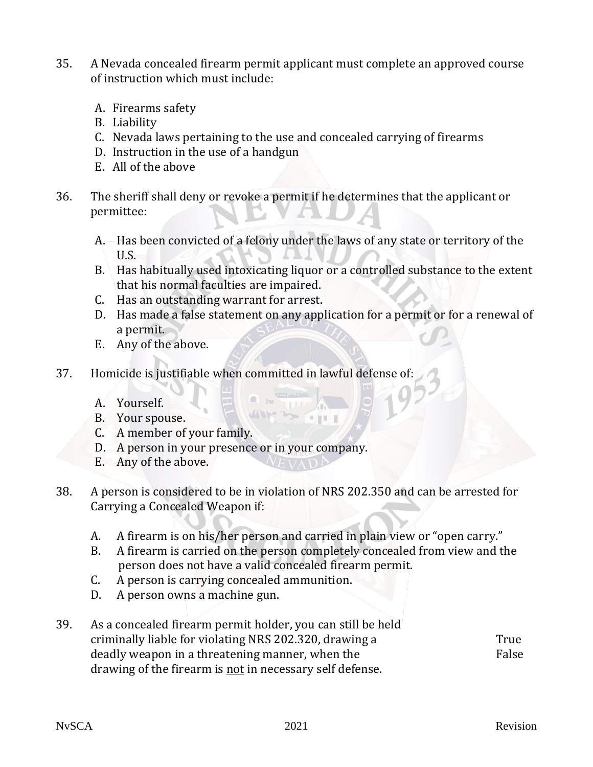35. A Nevada concealed firearm permit applicant must complete an approved course of instruction which must include:

    A. Firearms safety
    B. Liability
    C. Nevada laws pertaining to the use and concealed carrying of firearms
    D. Instruction in the use of a handgun
    E. All of the above

36. The sheriff shall deny or revoke a permit if he determines that the applicant or permittee:

    A. Has been convicted of a felony under the laws of any state or territory of the U.S.
    B. Has habitually used intoxicating liquor or a controlled substance to the extent that his normal faculties are impaired.
    C. Has an outstanding warrant for arrest.
    D. Has made a false statement on any application for a permit or for a renewal of a permit.
    E. Any of the above.

37. Homicide is justifiable when committed in lawful defense of:

    A. Yourself.
    B. Your spouse.
    C. A member of your family.
    D. A person in your presence or in your company.
    E. Any of the above.

38. A person is considered to be in violation of NRS 202.350 and can be arrested for Carrying a Concealed Weapon if:

    A. A firearm is on his/her person and carried in plain view or "open carry."
    B. A firearm is carried on the person completely concealed from view and the person does not have a valid concealed firearm permit.
    C. A person is carrying concealed ammunition.
    D. A person owns a machine gun.

39. As a concealed firearm permit holder, you can still be held criminally liable for violating NRS 202.320, drawing a deadly weapon in a threatening manner, when the drawing of the firearm is <u>not</u> in necessary self defense.

    True
    False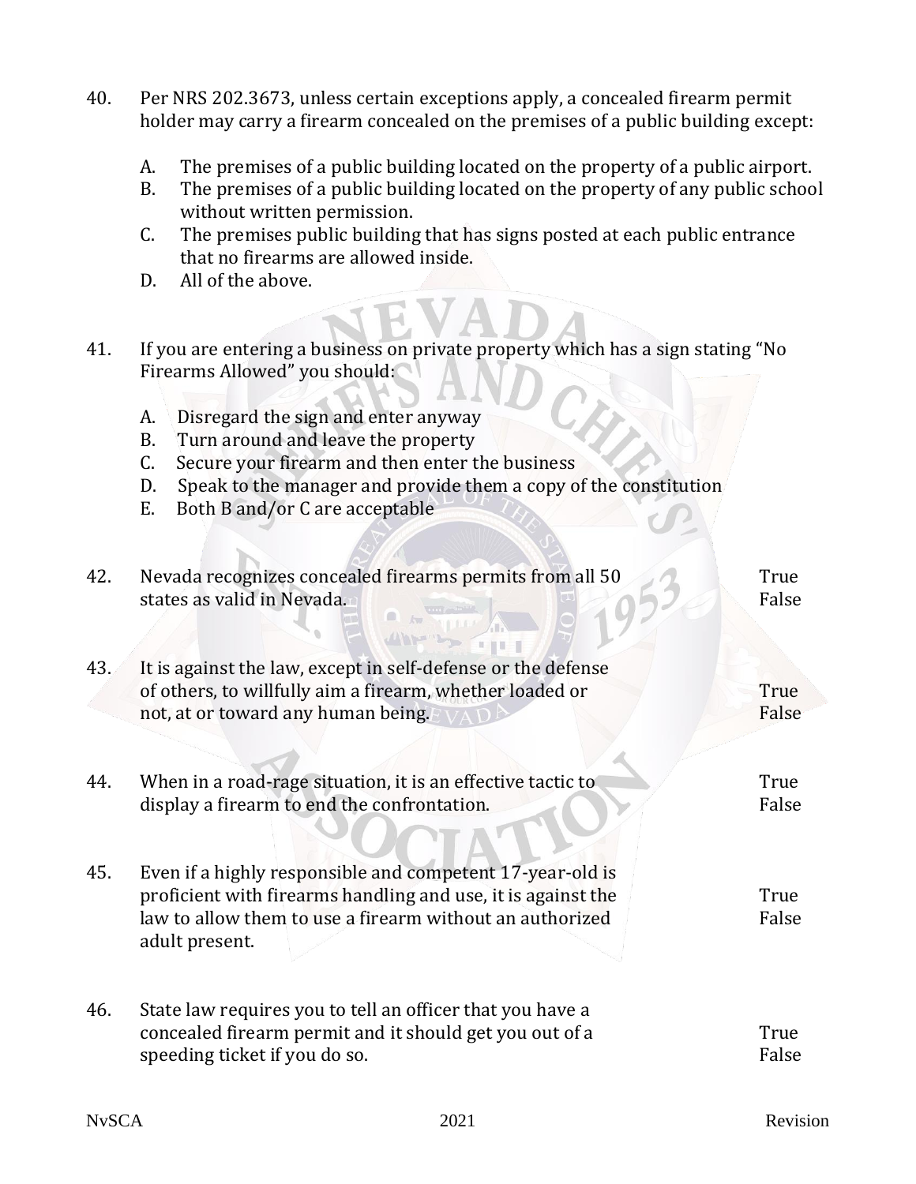40. Per NRS 202.3673, unless certain exceptions apply, a concealed firearm permit holder may carry a firearm concealed on the premises of a public building except:

    A. The premises of a public building located on the property of a public airport.
    B. The premises of a public building located on the property of any public school without written permission.
    C. The premises public building that has signs posted at each public entrance that no firearms are allowed inside.
    D. All of the above.

41. If you are entering a business on private property which has a sign stating "No Firearms Allowed" you should:

    A. Disregard the sign and enter anyway
    B. Turn around and leave the property
    C. Secure your firearm and then enter the business
    D. Speak to the manager and provide them a copy of the constitution
    E. Both B and/or C are acceptable

42. Nevada recognizes concealed firearms permits from all 50 states as valid in Nevada. True False

43. It is against the law, except in self-defense or the defense of others, to willfully aim a firearm, whether loaded or not, at or toward any human being. True False

44. When in a road-rage situation, it is an effective tactic to display a firearm to end the confrontation. True False

45. Even if a highly responsible and competent 17-year-old is proficient with firearms handling and use, it is against the law to allow them to use a firearm without an authorized adult present. True False

46. State law requires you to tell an officer that you have a concealed firearm permit and it should get you out of a speeding ticket if you do so. True False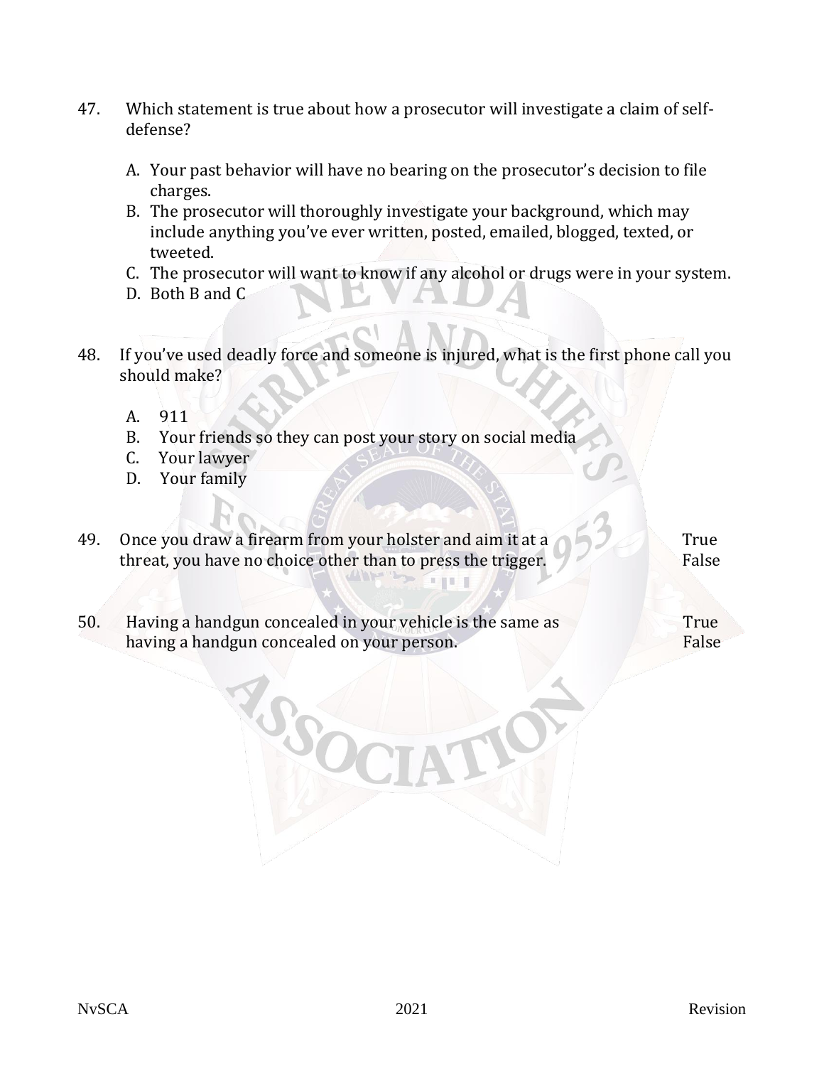47. Which statement is true about how a prosecutor will investigate a claim of self-defense?

    A. Your past behavior will have no bearing on the prosecutor's decision to file charges.
    B. The prosecutor will thoroughly investigate your background, which may include anything you've ever written, posted, emailed, blogged, texted, or tweeted.
    C. The prosecutor will want to know if any alcohol or drugs were in your system.
    D. Both B and C

48. If you've used deadly force and someone is injured, what is the first phone call you should make?

    A. 911
    B. Your friends so they can post your story on social media
    C. Your lawyer
    D. Your family

49. Once you draw a firearm from your holster and aim it at a threat, you have no choice other than to press the trigger. True False

50. Having a handgun concealed in your vehicle is the same as having a handgun concealed on your person. True False